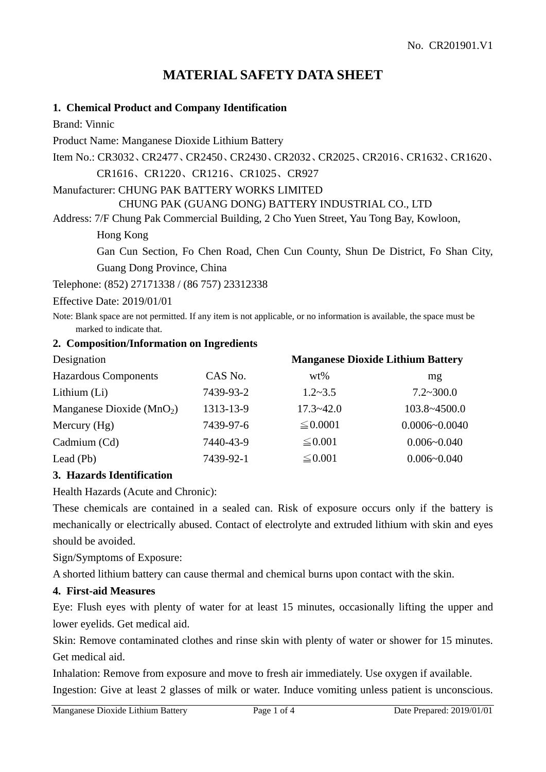No. CR201901.V1

# MATERIAL SAFETY DATA SHEET

## 1. Chemical Product and Company Identification

Brand: Vinnic

Product Name: Manganese Dioxide Lithium Battery

Item No.: CR3032、CR2477、CR2450、CR2430、CR2032、CR2025、CR2016、CR1632、CR1620、CR1616、CR1220、CR1216、CR1025、CR927

Manufacturer: CHUNG PAK BATTERY WORKS LIMITED
CHUNG PAK (GUANG DONG) BATTERY INDUSTRIAL CO., LTD

Address: 7/F Chung Pak Commercial Building, 2 Cho Yuen Street, Yau Tong Bay, Kowloon, Hong Kong
Gan Cun Section, Fo Chen Road, Chen Cun County, Shun De District, Fo Shan City, Guang Dong Province, China

Telephone: (852) 27171338 / (86 757) 23312338

Effective Date: 2019/01/01

Note: Blank space are not permitted. If any item is not applicable, or no information is available, the space must be marked to indicate that.

## 2. Composition/Information on Ingredients

| Designation | | **Manganese Dioxide Lithium Battery** | |
|---|---|---|---|
| Hazardous Components | CAS No. | wt% | mg |
| Lithium (Li) | 7439-93-2 | 1.2~3.5 | 7.2~300.0 |
| Manganese Dioxide ($MnO_2$) | 1313-13-9 | 17.3~42.0 | 103.8~4500.0 |
| Mercury (Hg) | 7439-97-6 | ≦0.0001 | 0.0006~0.0040 |
| Cadmium (Cd) | 7440-43-9 | ≦0.001 | 0.006~0.040 |
| Lead (Pb) | 7439-92-1 | ≦0.001 | 0.006~0.040 |

## 3. Hazards Identification

Health Hazards (Acute and Chronic):

These chemicals are contained in a sealed can. Risk of exposure occurs only if the battery is mechanically or electrically abused. Contact of electrolyte and extruded lithium with skin and eyes should be avoided.

Sign/Symptoms of Exposure:

A shorted lithium battery can cause thermal and chemical burns upon contact with the skin.

## 4. First-aid Measures

Eye: Flush eyes with plenty of water for at least 15 minutes, occasionally lifting the upper and lower eyelids. Get medical aid.

Skin: Remove contaminated clothes and rinse skin with plenty of water or shower for 15 minutes. Get medical aid.

Inhalation: Remove from exposure and move to fresh air immediately. Use oxygen if available.

Ingestion: Give at least 2 glasses of milk or water. Induce vomiting unless patient is unconscious.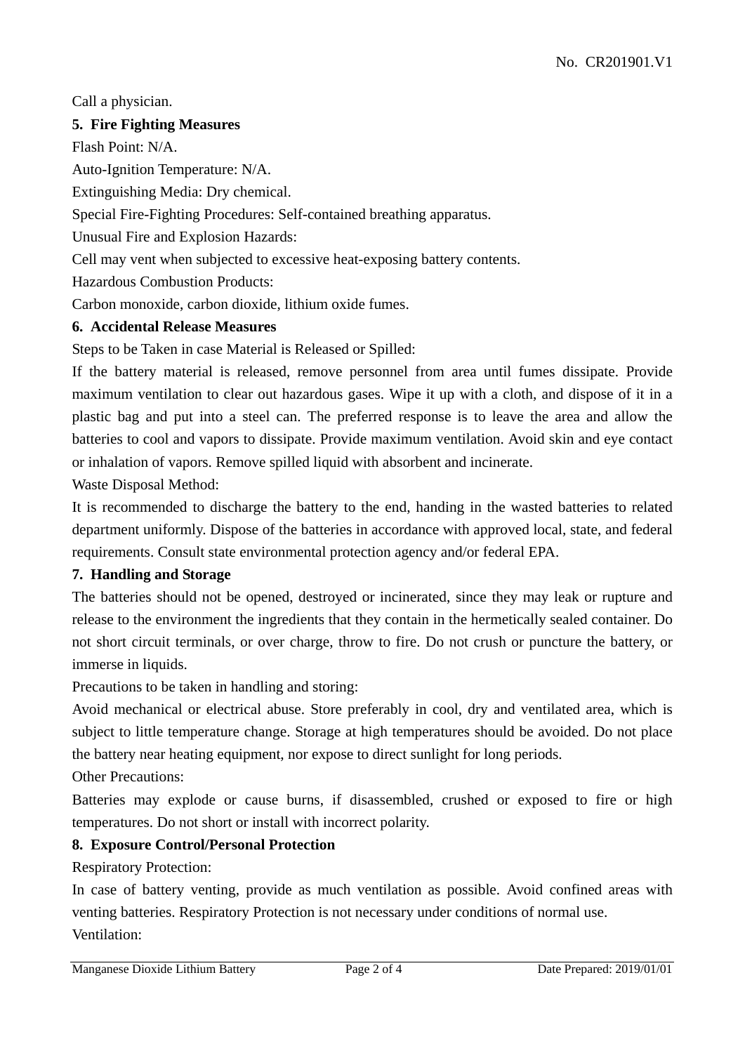Call a physician.

## 5. Fire Fighting Measures

Flash Point: N/A.

Auto-Ignition Temperature: N/A.

Extinguishing Media: Dry chemical.

Special Fire-Fighting Procedures: Self-contained breathing apparatus.

Unusual Fire and Explosion Hazards:

Cell may vent when subjected to excessive heat-exposing battery contents.

Hazardous Combustion Products:

Carbon monoxide, carbon dioxide, lithium oxide fumes.

## 6. Accidental Release Measures

Steps to be Taken in case Material is Released or Spilled:

If the battery material is released, remove personnel from area until fumes dissipate. Provide maximum ventilation to clear out hazardous gases. Wipe it up with a cloth, and dispose of it in a plastic bag and put into a steel can. The preferred response is to leave the area and allow the batteries to cool and vapors to dissipate. Provide maximum ventilation. Avoid skin and eye contact or inhalation of vapors. Remove spilled liquid with absorbent and incinerate.

Waste Disposal Method:

It is recommended to discharge the battery to the end, handing in the wasted batteries to related department uniformly. Dispose of the batteries in accordance with approved local, state, and federal requirements. Consult state environmental protection agency and/or federal EPA.

## 7. Handling and Storage

The batteries should not be opened, destroyed or incinerated, since they may leak or rupture and release to the environment the ingredients that they contain in the hermetically sealed container. Do not short circuit terminals, or over charge, throw to fire. Do not crush or puncture the battery, or immerse in liquids.

Precautions to be taken in handling and storing:

Avoid mechanical or electrical abuse. Store preferably in cool, dry and ventilated area, which is subject to little temperature change. Storage at high temperatures should be avoided. Do not place the battery near heating equipment, nor expose to direct sunlight for long periods.

Other Precautions:

Batteries may explode or cause burns, if disassembled, crushed or exposed to fire or high temperatures. Do not short or install with incorrect polarity.

## 8. Exposure Control/Personal Protection

Respiratory Protection:

In case of battery venting, provide as much ventilation as possible. Avoid confined areas with venting batteries. Respiratory Protection is not necessary under conditions of normal use.

Ventilation: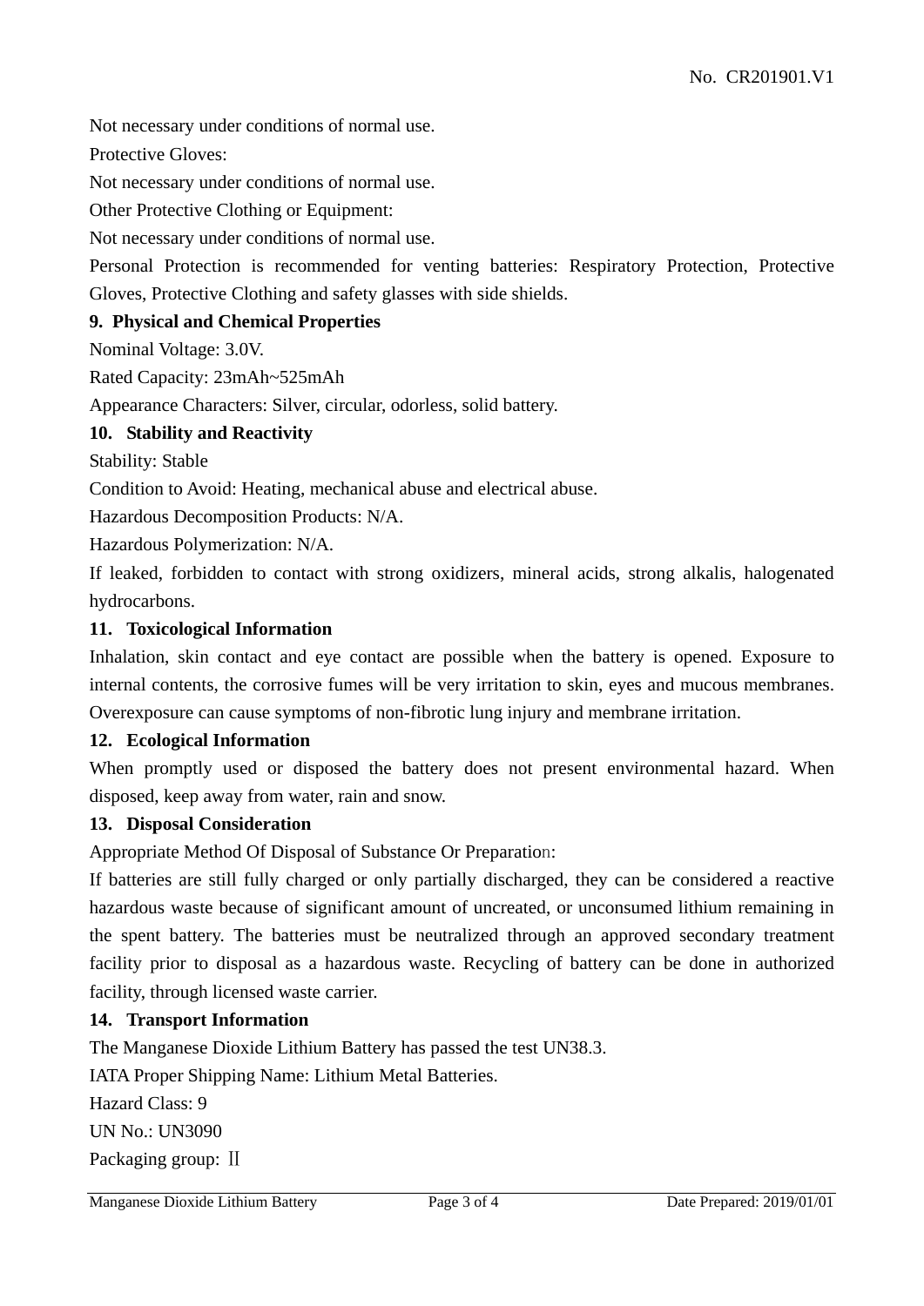Not necessary under conditions of normal use.

Protective Gloves:

Not necessary under conditions of normal use.

Other Protective Clothing or Equipment:

Not necessary under conditions of normal use.

Personal Protection is recommended for venting batteries: Respiratory Protection, Protective Gloves, Protective Clothing and safety glasses with side shields.

## 9. Physical and Chemical Properties

Nominal Voltage: 3.0V.

Rated Capacity: 23mAh~525mAh

Appearance Characters: Silver, circular, odorless, solid battery.

## 10. Stability and Reactivity

Stability: Stable

Condition to Avoid: Heating, mechanical abuse and electrical abuse.

Hazardous Decomposition Products: N/A.

Hazardous Polymerization: N/A.

If leaked, forbidden to contact with strong oxidizers, mineral acids, strong alkalis, halogenated hydrocarbons.

## 11. Toxicological Information

Inhalation, skin contact and eye contact are possible when the battery is opened. Exposure to internal contents, the corrosive fumes will be very irritation to skin, eyes and mucous membranes. Overexposure can cause symptoms of non-fibrotic lung injury and membrane irritation.

## 12. Ecological Information

When promptly used or disposed the battery does not present environmental hazard. When disposed, keep away from water, rain and snow.

## 13. Disposal Consideration

Appropriate Method Of Disposal of Substance Or Preparation:

If batteries are still fully charged or only partially discharged, they can be considered a reactive hazardous waste because of significant amount of uncreated, or unconsumed lithium remaining in the spent battery. The batteries must be neutralized through an approved secondary treatment facility prior to disposal as a hazardous waste. Recycling of battery can be done in authorized facility, through licensed waste carrier.

## 14. Transport Information

The Manganese Dioxide Lithium Battery has passed the test UN38.3.

IATA Proper Shipping Name: Lithium Metal Batteries.

Hazard Class: 9

UN No.: UN3090

Packaging group: Ⅱ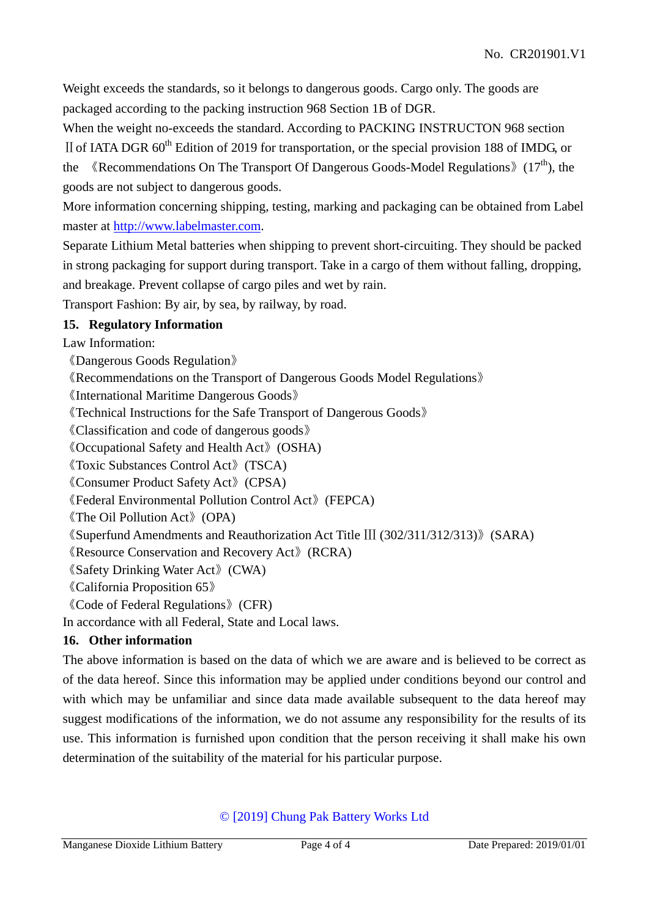Weight exceeds the standards, so it belongs to dangerous goods. Cargo only. The goods are packaged according to the packing instruction 968 Section 1B of DGR.

When the weight no-exceeds the standard. According to PACKING INSTRUCTON 968 section Ⅱ of IATA DGR 60th Edition of 2019 for transportation, or the special provision 188 of IMDG, or the 《Recommendations On The Transport Of Dangerous Goods-Model Regulations》(17th), the goods are not subject to dangerous goods.

More information concerning shipping, testing, marking and packaging can be obtained from Label master at http://www.labelmaster.com.

Separate Lithium Metal batteries when shipping to prevent short-circuiting. They should be packed in strong packaging for support during transport. Take in a cargo of them without falling, dropping, and breakage. Prevent collapse of cargo piles and wet by rain.

Transport Fashion: By air, by sea, by railway, by road.

## 15. Regulatory Information

Law Information:

《Dangerous Goods Regulation》
《Recommendations on the Transport of Dangerous Goods Model Regulations》
《International Maritime Dangerous Goods》
《Technical Instructions for the Safe Transport of Dangerous Goods》
《Classification and code of dangerous goods》
《Occupational Safety and Health Act》(OSHA)
《Toxic Substances Control Act》(TSCA)
《Consumer Product Safety Act》(CPSA)
《Federal Environmental Pollution Control Act》(FEPCA)
《The Oil Pollution Act》(OPA)
《Superfund Amendments and Reauthorization Act Title Ⅲ (302/311/312/313)》(SARA)
《Resource Conservation and Recovery Act》(RCRA)
《Safety Drinking Water Act》(CWA)
《California Proposition 65》
《Code of Federal Regulations》(CFR)

In accordance with all Federal, State and Local laws.

## 16. Other information

The above information is based on the data of which we are aware and is believed to be correct as of the data hereof. Since this information may be applied under conditions beyond our control and with which may be unfamiliar and since data made available subsequent to the data hereof may suggest modifications of the information, we do not assume any responsibility for the results of its use. This information is furnished upon condition that the person receiving it shall make his own determination of the suitability of the material for his particular purpose.

© [2019] Chung Pak Battery Works Ltd